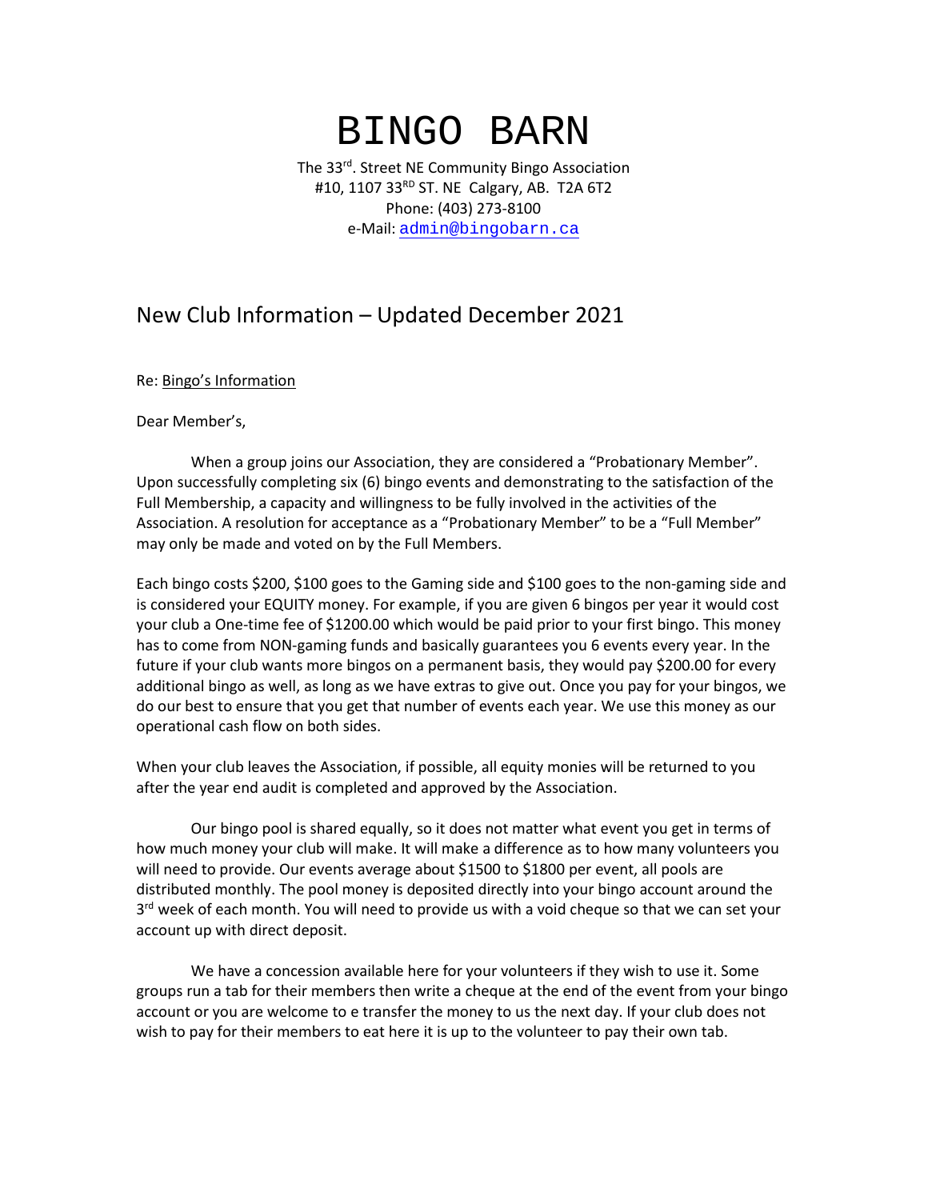# BINGO BARN

The 33rd. Street NE Community Bingo Association
#10, 1107 33RD ST. NE Calgary, AB. T2A 6T2
Phone: (403) 273-8100
e-Mail: admin@bingobarn.ca

## New Club Information – Updated December 2021

Re: Bingo's Information

Dear Member's,

When a group joins our Association, they are considered a "Probationary Member". Upon successfully completing six (6) bingo events and demonstrating to the satisfaction of the Full Membership, a capacity and willingness to be fully involved in the activities of the Association. A resolution for acceptance as a "Probationary Member" to be a "Full Member" may only be made and voted on by the Full Members.

Each bingo costs $200, $100 goes to the Gaming side and $100 goes to the non-gaming side and is considered your EQUITY money. For example, if you are given 6 bingos per year it would cost your club a One-time fee of $1200.00 which would be paid prior to your first bingo. This money has to come from NON-gaming funds and basically guarantees you 6 events every year. In the future if your club wants more bingos on a permanent basis, they would pay $200.00 for every additional bingo as well, as long as we have extras to give out. Once you pay for your bingos, we do our best to ensure that you get that number of events each year. We use this money as our operational cash flow on both sides.

When your club leaves the Association, if possible, all equity monies will be returned to you after the year end audit is completed and approved by the Association.

Our bingo pool is shared equally, so it does not matter what event you get in terms of how much money your club will make. It will make a difference as to how many volunteers you will need to provide. Our events average about $1500 to $1800 per event, all pools are distributed monthly. The pool money is deposited directly into your bingo account around the 3rd week of each month. You will need to provide us with a void cheque so that we can set your account up with direct deposit.

We have a concession available here for your volunteers if they wish to use it. Some groups run a tab for their members then write a cheque at the end of the event from your bingo account or you are welcome to e transfer the money to us the next day. If your club does not wish to pay for their members to eat here it is up to the volunteer to pay their own tab.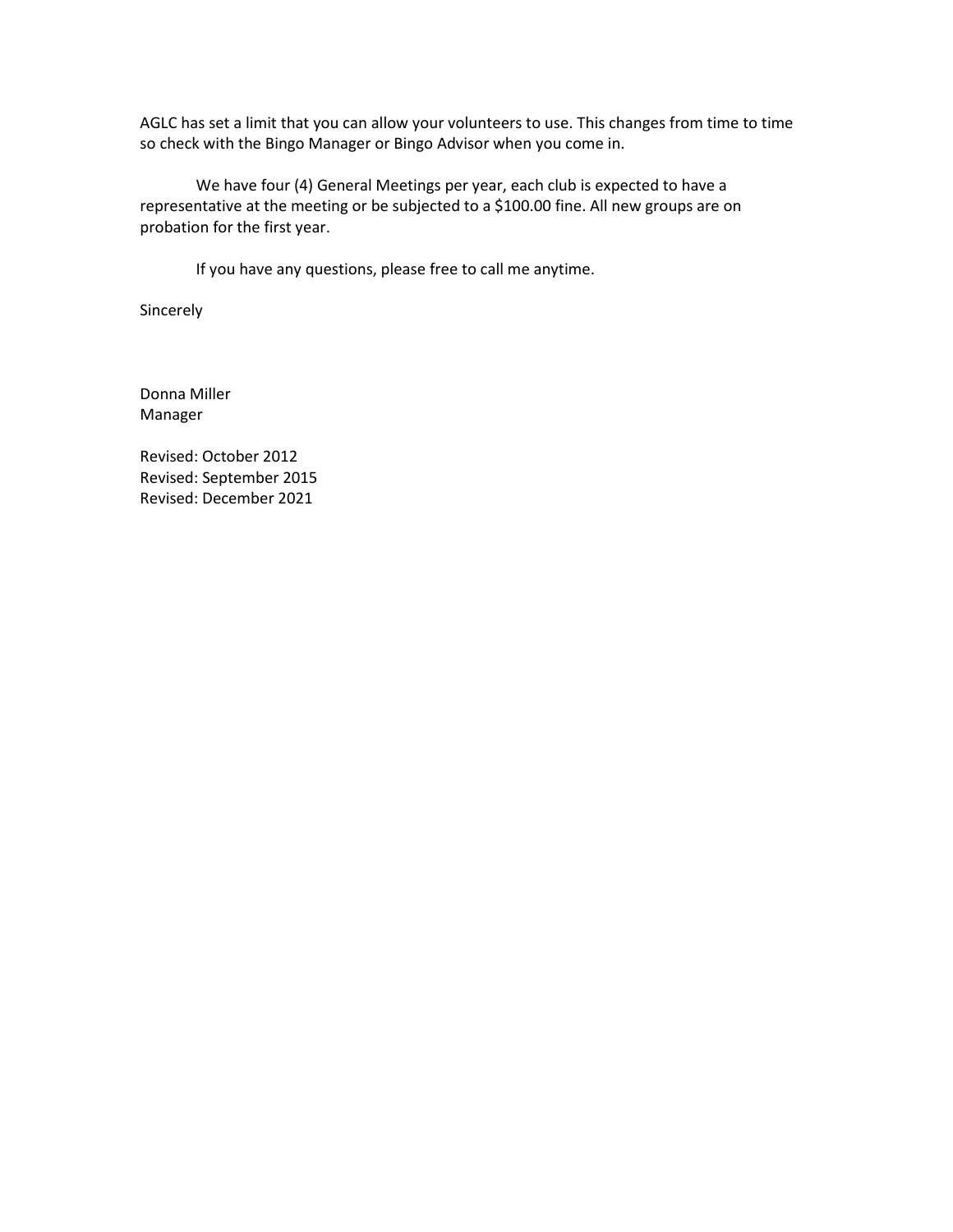AGLC has set a limit that you can allow your volunteers to use. This changes from time to time so check with the Bingo Manager or Bingo Advisor when you come in.

We have four (4) General Meetings per year, each club is expected to have a representative at the meeting or be subjected to a $100.00 fine. All new groups are on probation for the first year.

If you have any questions, please free to call me anytime.

Sincerely

Donna Miller
Manager

Revised: October 2012
Revised: September 2015
Revised: December 2021